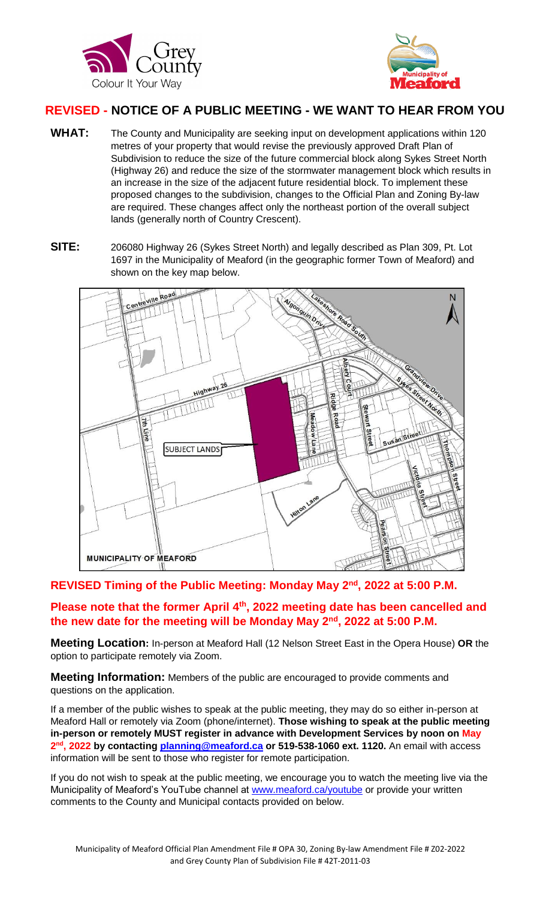# REVISED - NOTICE OF A PUBLIC MEETING - WE WANT TO HEAR FROM YOU

**WHAT:** The County and Municipality are seeking input on development applications within 120 metres of your property that would revise the previously approved Draft Plan of Subdivision to reduce the size of the future commercial block along Sykes Street North (Highway 26) and reduce the size of the stormwater management block which results in an increase in the size of the adjacent future residential block. To implement these proposed changes to the subdivision, changes to the Official Plan and Zoning By-law are required. These changes affect only the northeast portion of the overall subject lands (generally north of Country Crescent).

**SITE:** 206080 Highway 26 (Sykes Street North) and legally described as Plan 309, Pt. Lot 1697 in the Municipality of Meaford (in the geographic former Town of Meaford) and shown on the key map below.

## REVISED Timing of the Public Meeting: Monday May 2nd, 2022 at 5:00 P.M.

## Please note that the former April 4th, 2022 meeting date has been cancelled and the new date for the meeting will be Monday May 2nd, 2022 at 5:00 P.M.

**Meeting Location:** In-person at Meaford Hall (12 Nelson Street East in the Opera House) **OR** the option to participate remotely via Zoom.

**Meeting Information:** Members of the public are encouraged to provide comments and questions on the application.

If a member of the public wishes to speak at the public meeting, they may do so either in-person at Meaford Hall or remotely via Zoom (phone/internet). **Those wishing to speak at the public meeting in-person or remotely MUST register in advance with Development Services by noon on May 2nd, 2022 by contacting planning@meaford.ca or 519-538-1060 ext. 1120.** An email with access information will be sent to those who register for remote participation.

If you do not wish to speak at the public meeting, we encourage you to watch the meeting live via the Municipality of Meaford's YouTube channel at www.meaford.ca/youtube or provide your written comments to the County and Municipal contacts provided on below.

Municipality of Meaford Official Plan Amendment File # OPA 30, Zoning By-law Amendment File # Z02-2022 and Grey County Plan of Subdivision File # 42T-2011-03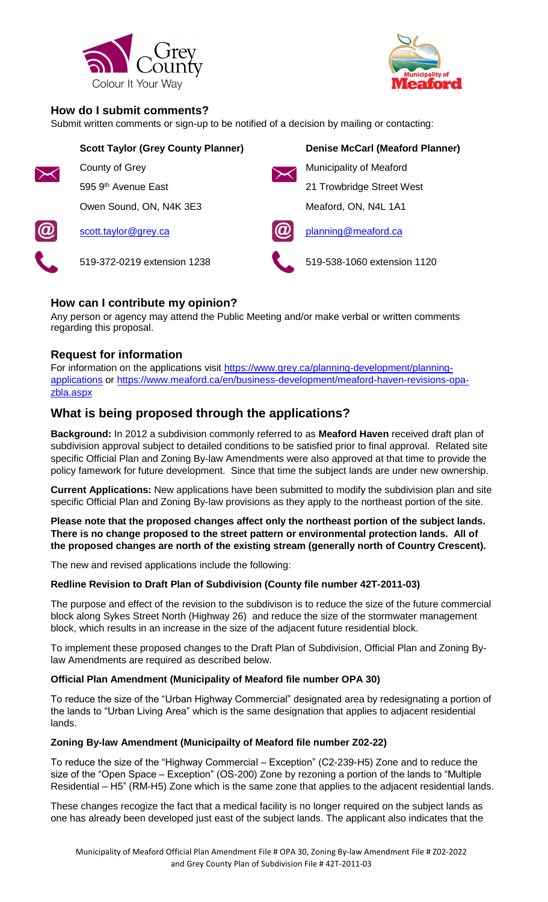## How do I submit comments?

Submit written comments or sign-up to be notified of a decision by mailing or contacting:

**Scott Taylor (Grey County Planner)**

County of Grey
595 9th Avenue East
Owen Sound, ON, N4K 3E3

scott.taylor@grey.ca

519-372-0219 extension 1238

**Denise McCarl (Meaford Planner)**

Municipality of Meaford
21 Trowbridge Street West
Meaford, ON, N4L 1A1

planning@meaford.ca

519-538-1060 extension 1120

## How can I contribute my opinion?

Any person or agency may attend the Public Meeting and/or make verbal or written comments regarding this proposal.

## Request for information

For information on the applications visit https://www.grey.ca/planning-development/planning-applications or https://www.meaford.ca/en/business-development/meaford-haven-revisions-opa-zbla.aspx

# What is being proposed through the applications?

**Background:** In 2012 a subdivision commonly referred to as **Meaford Haven** received draft plan of subdivision approval subject to detailed conditions to be satisfied prior to final approval. Related site specific Official Plan and Zoning By-law Amendments were also approved at that time to provide the policy famework for future development. Since that time the subject lands are under new ownership.

**Current Applications:** New applications have been submitted to modify the subdivision plan and site specific Official Plan and Zoning By-law provisions as they apply to the northeast portion of the site.

**Please note that the proposed changes affect only the northeast portion of the subject lands. There is no change proposed to the street pattern or environmental protection lands. All of the proposed changes are north of the existing stream (generally north of Country Crescent).**

The new and revised applications include the following:

**Redline Revision to Draft Plan of Subdivision (County file number 42T-2011-03)**

The purpose and effect of the revision to the subdivison is to reduce the size of the future commercial block along Sykes Street North (Highway 26) and reduce the size of the stormwater management block, which results in an increase in the size of the adjacent future residential block.

To implement these proposed changes to the Draft Plan of Subdivision, Official Plan and Zoning By-law Amendments are required as described below.

**Official Plan Amendment (Municipality of Meaford file number OPA 30)**

To reduce the size of the "Urban Highway Commercial" designated area by redesignating a portion of the lands to "Urban Living Area" which is the same designation that applies to adjacent residential lands.

**Zoning By-law Amendment (Municipailty of Meaford file number Z02-22)**

To reduce the size of the "Highway Commercial – Exception" (C2-239-H5) Zone and to reduce the size of the "Open Space – Exception" (OS-200) Zone by rezoning a portion of the lands to "Multiple Residential – H5" (RM-H5) Zone which is the same zone that applies to the adjacent residential lands.

These changes recogize the fact that a medical facility is no longer required on the subject lands as one has already been developed just east of the subject lands. The applicant also indicates that the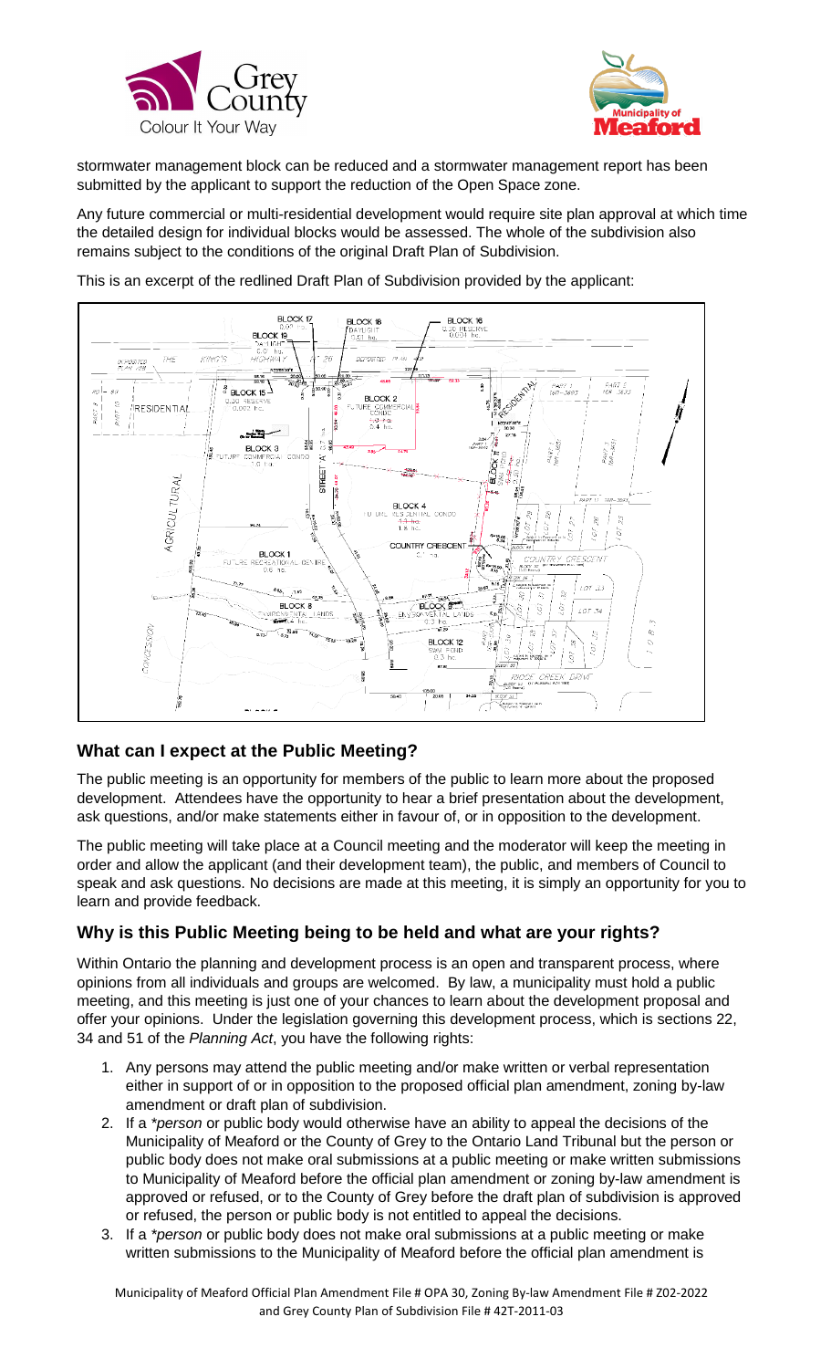stormwater management block can be reduced and a stormwater management report has been submitted by the applicant to support the reduction of the Open Space zone.

Any future commercial or multi-residential development would require site plan approval at which time the detailed design for individual blocks would be assessed. The whole of the subdivision also remains subject to the conditions of the original Draft Plan of Subdivision.

This is an excerpt of the redlined Draft Plan of Subdivision provided by the applicant:

## What can I expect at the Public Meeting?

The public meeting is an opportunity for members of the public to learn more about the proposed development. Attendees have the opportunity to hear a brief presentation about the development, ask questions, and/or make statements either in favour of, or in opposition to the development.

The public meeting will take place at a Council meeting and the moderator will keep the meeting in order and allow the applicant (and their development team), the public, and members of Council to speak and ask questions. No decisions are made at this meeting, it is simply an opportunity for you to learn and provide feedback.

## Why is this Public Meeting being to be held and what are your rights?

Within Ontario the planning and development process is an open and transparent process, where opinions from all individuals and groups are welcomed. By law, a municipality must hold a public meeting, and this meeting is just one of your chances to learn about the development proposal and offer your opinions. Under the legislation governing this development process, which is sections 22, 34 and 51 of the *Planning Act*, you have the following rights:

1. Any persons may attend the public meeting and/or make written or verbal representation either in support of or in opposition to the proposed official plan amendment, zoning by-law amendment or draft plan of subdivision.
2. If a *\*person* or public body would otherwise have an ability to appeal the decisions of the Municipality of Meaford or the County of Grey to the Ontario Land Tribunal but the person or public body does not make oral submissions at a public meeting or make written submissions to Municipality of Meaford before the official plan amendment or zoning by-law amendment is approved or refused, or to the County of Grey before the draft plan of subdivision is approved or refused, the person or public body is not entitled to appeal the decisions.
3. If a *\*person* or public body does not make oral submissions at a public meeting or make written submissions to the Municipality of Meaford before the official plan amendment is

Municipality of Meaford Official Plan Amendment File # OPA 30, Zoning By-law Amendment File # Z02-2022 and Grey County Plan of Subdivision File # 42T-2011-03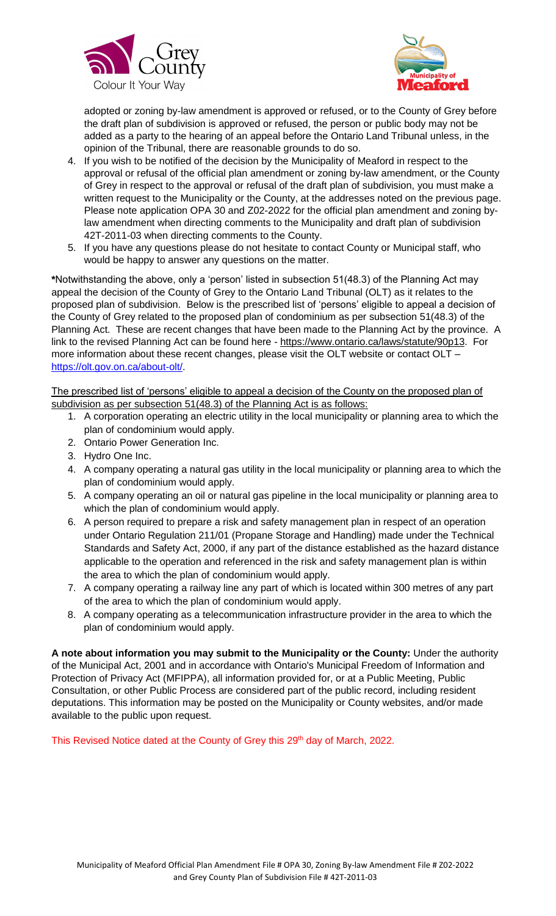adopted or zoning by-law amendment is approved or refused, or to the County of Grey before the draft plan of subdivision is approved or refused, the person or public body may not be added as a party to the hearing of an appeal before the Ontario Land Tribunal unless, in the opinion of the Tribunal, there are reasonable grounds to do so.

4. If you wish to be notified of the decision by the Municipality of Meaford in respect to the approval or refusal of the official plan amendment or zoning by-law amendment, or the County of Grey in respect to the approval or refusal of the draft plan of subdivision, you must make a written request to the Municipality or the County, at the addresses noted on the previous page. Please note application OPA 30 and Z02-2022 for the official plan amendment and zoning by-law amendment when directing comments to the Municipality and draft plan of subdivision 42T-2011-03 when directing comments to the County.
5. If you have any questions please do not hesitate to contact County or Municipal staff, who would be happy to answer any questions on the matter.

**\***Notwithstanding the above, only a 'person' listed in subsection 51(48.3) of the Planning Act may appeal the decision of the County of Grey to the Ontario Land Tribunal (OLT) as it relates to the proposed plan of subdivision. Below is the prescribed list of 'persons' eligible to appeal a decision of the County of Grey related to the proposed plan of condominium as per subsection 51(48.3) of the Planning Act. These are recent changes that have been made to the Planning Act by the province. A link to the revised Planning Act can be found here - https://www.ontario.ca/laws/statute/90p13. For more information about these recent changes, please visit the OLT website or contact OLT – https://olt.gov.on.ca/about-olt/.

The prescribed list of 'persons' eligible to appeal a decision of the County on the proposed plan of subdivision as per subsection 51(48.3) of the Planning Act is as follows:

1. A corporation operating an electric utility in the local municipality or planning area to which the plan of condominium would apply.
2. Ontario Power Generation Inc.
3. Hydro One Inc.
4. A company operating a natural gas utility in the local municipality or planning area to which the plan of condominium would apply.
5. A company operating an oil or natural gas pipeline in the local municipality or planning area to which the plan of condominium would apply.
6. A person required to prepare a risk and safety management plan in respect of an operation under Ontario Regulation 211/01 (Propane Storage and Handling) made under the Technical Standards and Safety Act, 2000, if any part of the distance established as the hazard distance applicable to the operation and referenced in the risk and safety management plan is within the area to which the plan of condominium would apply.
7. A company operating a railway line any part of which is located within 300 metres of any part of the area to which the plan of condominium would apply.
8. A company operating as a telecommunication infrastructure provider in the area to which the plan of condominium would apply.

**A note about information you may submit to the Municipality or the County:** Under the authority of the Municipal Act, 2001 and in accordance with Ontario's Municipal Freedom of Information and Protection of Privacy Act (MFIPPA), all information provided for, or at a Public Meeting, Public Consultation, or other Public Process are considered part of the public record, including resident deputations. This information may be posted on the Municipality or County websites, and/or made available to the public upon request.

This Revised Notice dated at the County of Grey this 29th day of March, 2022.